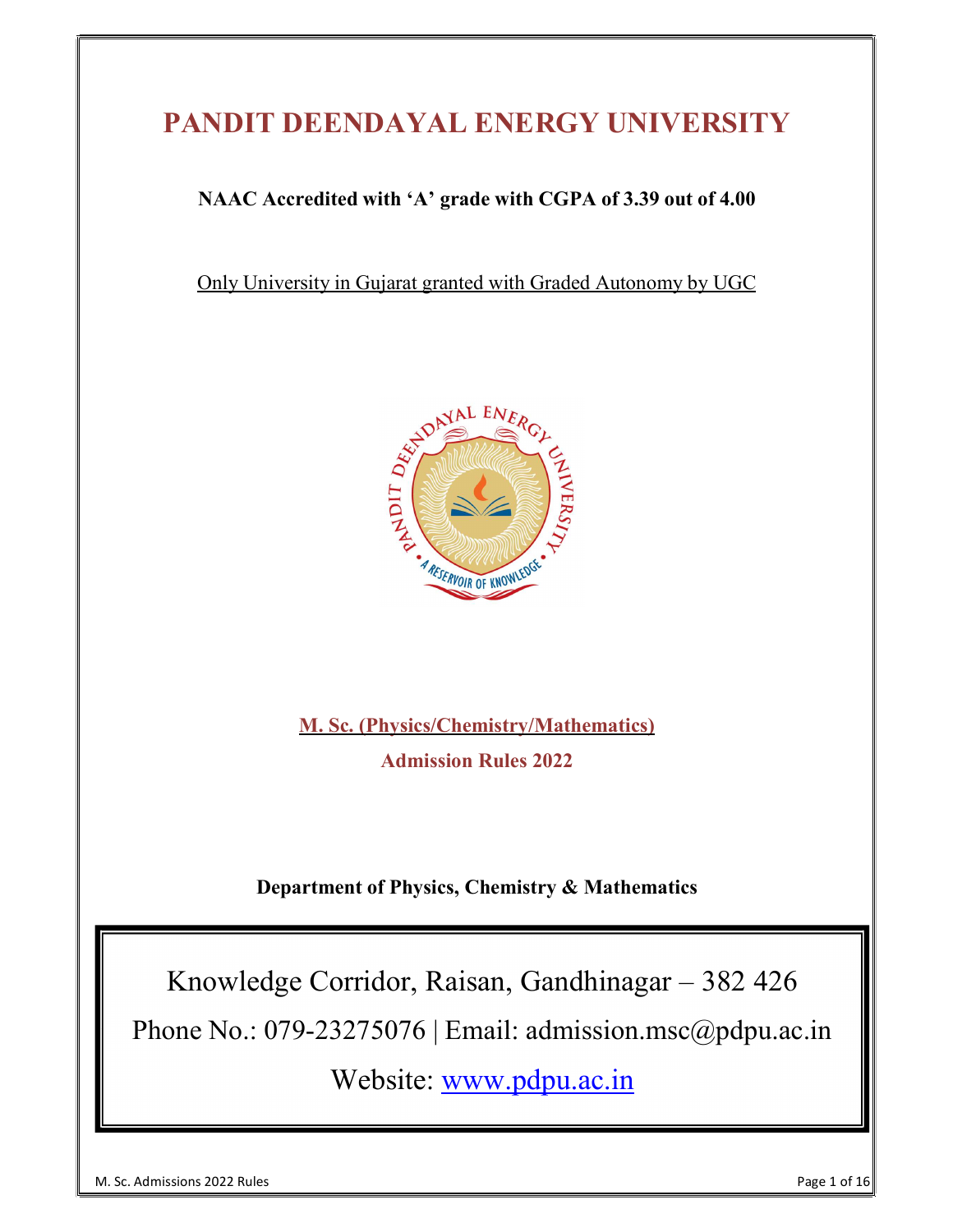# PANDIT DEENDAYAL ENERGY UNIVERSITY

**NAAC Accredited with 'A' grade with CGPA of 3.39 out of 4.00**

Only University in Gujarat granted with Graded Autonomy by UGC

**M. Sc. (Physics/Chemistry/Mathematics)**

**Admission Rules 2022**

**Department of Physics, Chemistry & Mathematics**

Knowledge Corridor, Raisan, Gandhinagar – 382 426

Phone No.: 079-23275076 | Email: admission.msc@pdpu.ac.in

Website: www.pdpu.ac.in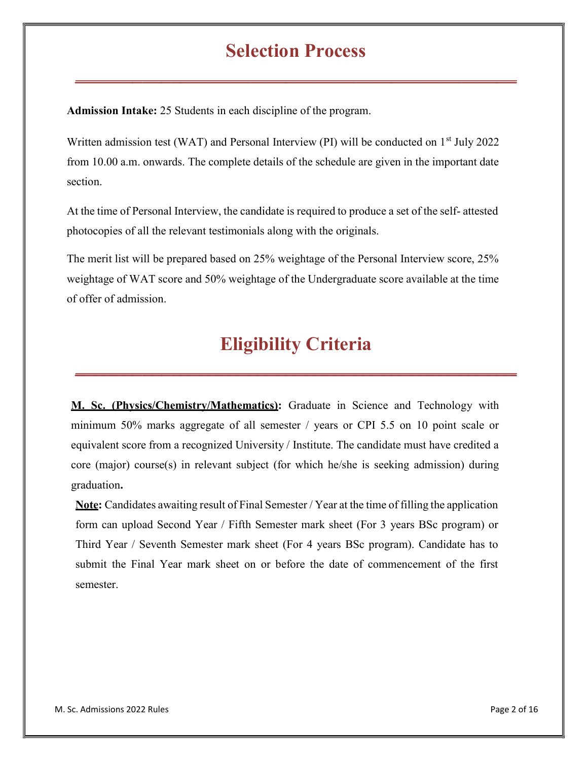# Selection Process

**Admission Intake:** 25 Students in each discipline of the program.

Written admission test (WAT) and Personal Interview (PI) will be conducted on 1st July 2022 from 10.00 a.m. onwards. The complete details of the schedule are given in the important date section.

At the time of Personal Interview, the candidate is required to produce a set of the self- attested photocopies of all the relevant testimonials along with the originals.

The merit list will be prepared based on 25% weightage of the Personal Interview score, 25% weightage of WAT score and 50% weightage of the Undergraduate score available at the time of offer of admission.

# Eligibility Criteria

**M. Sc. (Physics/Chemistry/Mathematics):** Graduate in Science and Technology with minimum 50% marks aggregate of all semester / years or CPI 5.5 on 10 point scale or equivalent score from a recognized University / Institute. The candidate must have credited a core (major) course(s) in relevant subject (for which he/she is seeking admission) during graduation**.**

**Note:** Candidates awaiting result of Final Semester / Year at the time of filling the application form can upload Second Year / Fifth Semester mark sheet (For 3 years BSc program) or Third Year / Seventh Semester mark sheet (For 4 years BSc program). Candidate has to submit the Final Year mark sheet on or before the date of commencement of the first semester.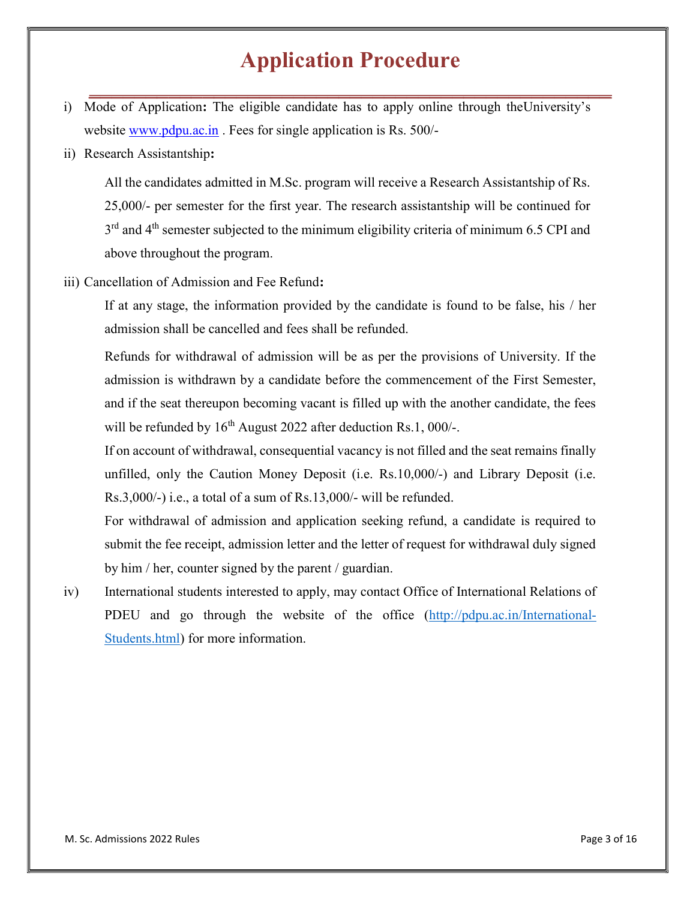# Application Procedure

i) Mode of Application**:** The eligible candidate has to apply online through theUniversity's website [www.pdpu.ac.in](http://www.pdpu.ac.in) . Fees for single application is Rs. 500/-

ii) Research Assistantship**:**

All the candidates admitted in M.Sc. program will receive a Research Assistantship of Rs. 25,000/- per semester for the first year. The research assistantship will be continued for 3rd and 4th semester subjected to the minimum eligibility criteria of minimum 6.5 CPI and above throughout the program.

iii) Cancellation of Admission and Fee Refund**:**

If at any stage, the information provided by the candidate is found to be false, his / her admission shall be cancelled and fees shall be refunded.

Refunds for withdrawal of admission will be as per the provisions of University. If the admission is withdrawn by a candidate before the commencement of the First Semester, and if the seat thereupon becoming vacant is filled up with the another candidate, the fees will be refunded by 16th August 2022 after deduction Rs.1, 000/-.

If on account of withdrawal, consequential vacancy is not filled and the seat remains finally unfilled, only the Caution Money Deposit (i.e. Rs.10,000/-) and Library Deposit (i.e. Rs.3,000/-) i.e., a total of a sum of Rs.13,000/- will be refunded.

For withdrawal of admission and application seeking refund, a candidate is required to submit the fee receipt, admission letter and the letter of request for withdrawal duly signed by him / her, counter signed by the parent / guardian.

iv) International students interested to apply, may contact Office of International Relations of PDEU and go through the website of the office ([http://pdpu.ac.in/International-Students.html](http://pdpu.ac.in/International-Students.html)) for more information.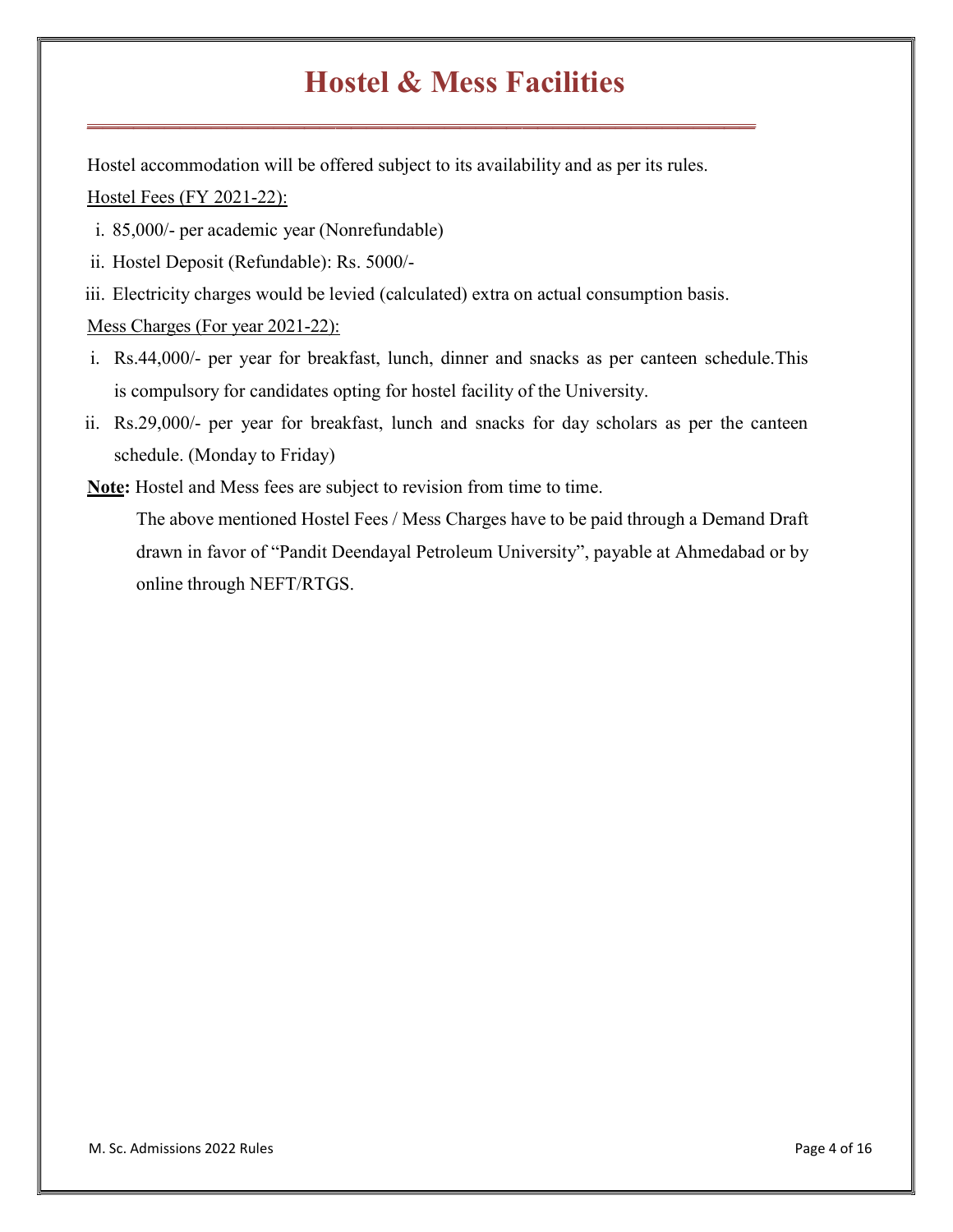# Hostel & Mess Facilities

Hostel accommodation will be offered subject to its availability and as per its rules.

<u>Hostel Fees (FY 2021-22):</u>

i. 85,000/- per academic year (Nonrefundable)

ii. Hostel Deposit (Refundable): Rs. 5000/-

iii. Electricity charges would be levied (calculated) extra on actual consumption basis.

<u>Mess Charges (For year 2021-22):</u>

i. Rs.44,000/- per year for breakfast, lunch, dinner and snacks as per canteen schedule.This is compulsory for candidates opting for hostel facility of the University.

ii. Rs.29,000/- per year for breakfast, lunch and snacks for day scholars as per the canteen schedule. (Monday to Friday)

**Note:** Hostel and Mess fees are subject to revision from time to time.

The above mentioned Hostel Fees / Mess Charges have to be paid through a Demand Draft drawn in favor of "Pandit Deendayal Petroleum University", payable at Ahmedabad or by online through NEFT/RTGS.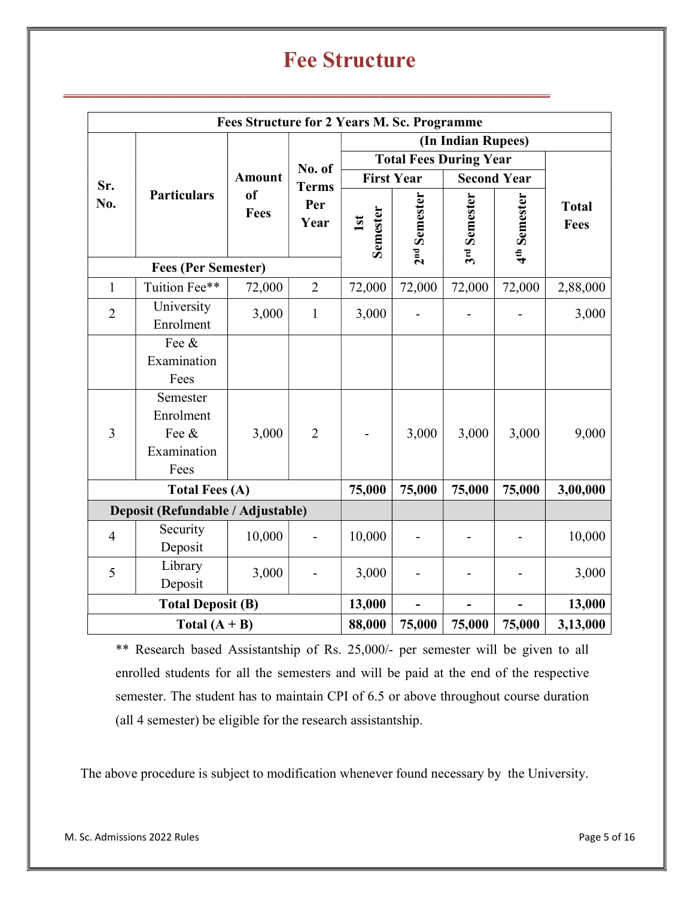# Fee Structure

| Fees Structure for 2 Years M. Sc. Programme | | | | | | | | |
|---|---|---|---|---|---|---|---|---|
| | | | | (In Indian Rupees) | | | | |
| | | | | Total Fees During Year | | | | |
| | | | | First Year | | Second Year | | |
| Sr. No. | Particulars | Amount of Fees | No. of Terms Per Year | 1st Semester | 2nd Semester | 3rd Semester | 4th Semester | Total Fees |
| **Fees (Per Semester)** | | | | | | | | |
| 1 | Tuition Fee** | 72,000 | 2 | 72,000 | 72,000 | 72,000 | 72,000 | 2,88,000 |
| 2 | University Enrolment Fee & Examination Fees | 3,000 | 1 | 3,000 | - | - | - | 3,000 |
| 3 | Semester Enrolment Fee & Examination Fees | 3,000 | 2 | - | 3,000 | 3,000 | 3,000 | 9,000 |
| **Total Fees (A)** | | | | **75,000** | **75,000** | **75,000** | **75,000** | **3,00,000** |
| **Deposit (Refundable / Adjustable)** | | | | | | | | |
| 4 | Security Deposit | 10,000 | - | 10,000 | - | - | - | 10,000 |
| 5 | Library Deposit | 3,000 | - | 3,000 | - | - | - | 3,000 |
| **Total Deposit (B)** | | | | **13,000** | **-** | **-** | **-** | **13,000** |
| **Total (A + B)** | | | | **88,000** | **75,000** | **75,000** | **75,000** | **3,13,000** |

** Research based Assistantship of Rs. 25,000/- per semester will be given to all enrolled students for all the semesters and will be paid at the end of the respective semester. The student has to maintain CPI of 6.5 or above throughout course duration (all 4 semester) be eligible for the research assistantship.

The above procedure is subject to modification whenever found necessary by the University.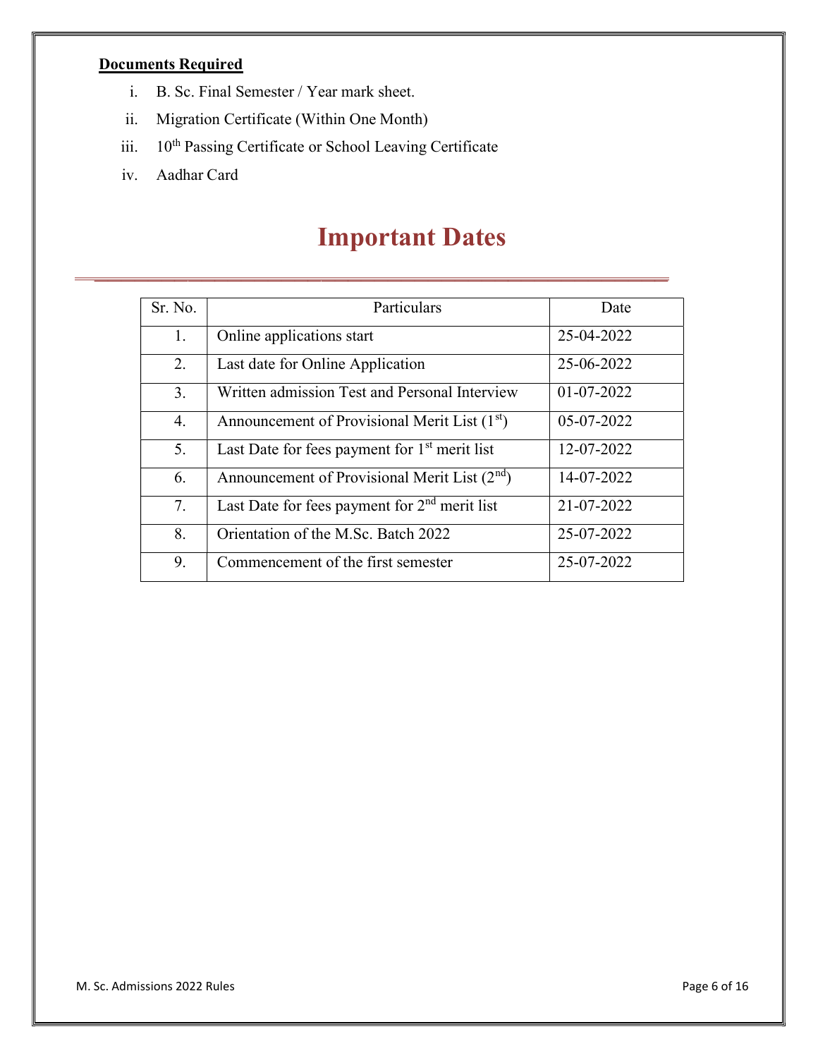**Documents Required**

i. B. Sc. Final Semester / Year mark sheet.

ii. Migration Certificate (Within One Month)

iii. 10th Passing Certificate or School Leaving Certificate

iv. Aadhar Card

# Important Dates

| Sr. No. | Particulars | Date |
|---|---|---|
| 1. | Online applications start | 25-04-2022 |
| 2. | Last date for Online Application | 25-06-2022 |
| 3. | Written admission Test and Personal Interview | 01-07-2022 |
| 4. | Announcement of Provisional Merit List (1st) | 05-07-2022 |
| 5. | Last Date for fees payment for 1st merit list | 12-07-2022 |
| 6. | Announcement of Provisional Merit List (2nd) | 14-07-2022 |
| 7. | Last Date for fees payment for 2nd merit list | 21-07-2022 |
| 8. | Orientation of the M.Sc. Batch 2022 | 25-07-2022 |
| 9. | Commencement of the first semester | 25-07-2022 |